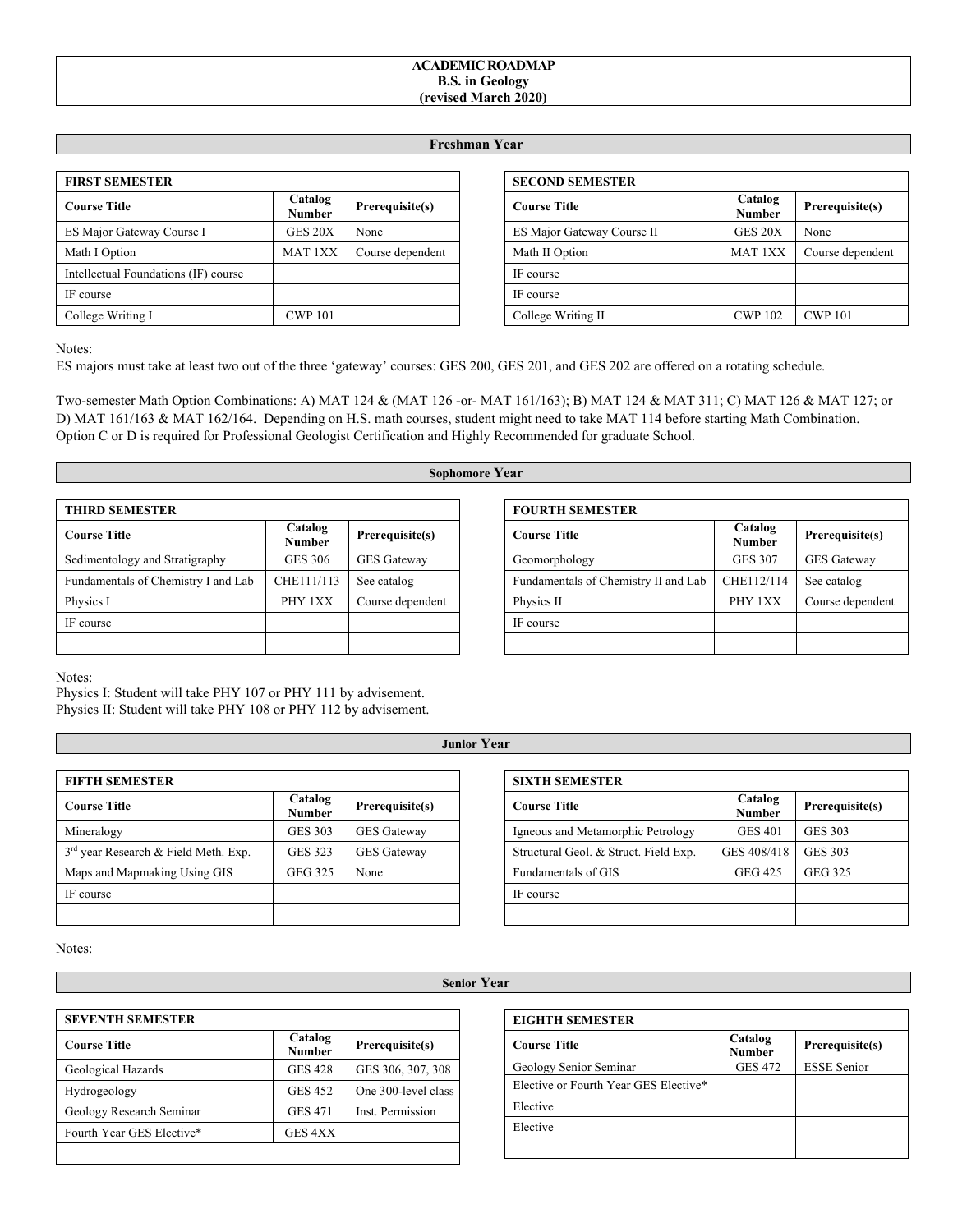# ACADEMIC ROADMAP
## B.S. in Geology
### (revised March 2020)

## Freshman Year

| FIRST SEMESTER | | |
|---|---|---|
| **Course Title** | **Catalog Number** | **Prerequisite(s)** |
| ES Major Gateway Course I | GES 20X | None |
| Math I Option | MAT 1XX | Course dependent |
| Intellectual Foundations (IF) course | | |
| IF course | | |
| College Writing I | CWP 101 | |

| SECOND SEMESTER | | |
|---|---|---|
| **Course Title** | **Catalog Number** | **Prerequisite(s)** |
| ES Major Gateway Course II | GES 20X | None |
| Math II Option | MAT 1XX | Course dependent |
| IF course | | |
| IF course | | |
| College Writing II | CWP 102 | CWP 101 |

Notes:
ES majors must take at least two out of the three 'gateway' courses: GES 200, GES 201, and GES 202 are offered on a rotating schedule.

Two-semester Math Option Combinations: A) MAT 124 & (MAT 126 -or- MAT 161/163); B) MAT 124 & MAT 311; C) MAT 126 & MAT 127; or D) MAT 161/163 & MAT 162/164. Depending on H.S. math courses, student might need to take MAT 114 before starting Math Combination. Option C or D is required for Professional Geologist Certification and Highly Recommended for graduate School.

## Sophomore Year

| THIRD SEMESTER | | |
|---|---|---|
| **Course Title** | **Catalog Number** | **Prerequisite(s)** |
| Sedimentology and Stratigraphy | GES 306 | GES Gateway |
| Fundamentals of Chemistry I and Lab | CHE111/113 | See catalog |
| Physics I | PHY 1XX | Course dependent |
| IF course | | |
| | | |

| FOURTH SEMESTER | | |
|---|---|---|
| **Course Title** | **Catalog Number** | **Prerequisite(s)** |
| Geomorphology | GES 307 | GES Gateway |
| Fundamentals of Chemistry II and Lab | CHE112/114 | See catalog |
| Physics II | PHY 1XX | Course dependent |
| IF course | | |
| | | |

Notes:
Physics I: Student will take PHY 107 or PHY 111 by advisement.
Physics II: Student will take PHY 108 or PHY 112 by advisement.

## Junior Year

| FIFTH SEMESTER | | |
|---|---|---|
| **Course Title** | **Catalog Number** | **Prerequisite(s)** |
| Mineralogy | GES 303 | GES Gateway |
| 3rd year Research & Field Meth. Exp. | GES 323 | GES Gateway |
| Maps and Mapmaking Using GIS | GEG 325 | None |
| IF course | | |
| | | |

| SIXTH SEMESTER | | |
|---|---|---|
| **Course Title** | **Catalog Number** | **Prerequisite(s)** |
| Igneous and Metamorphic Petrology | GES 401 | GES 303 |
| Structural Geol. & Struct. Field Exp. | GES 408/418 | GES 303 |
| Fundamentals of GIS | GEG 425 | GEG 325 |
| IF course | | |
| | | |

Notes:

## Senior Year

| SEVENTH SEMESTER | | |
|---|---|---|
| **Course Title** | **Catalog Number** | **Prerequisite(s)** |
| Geological Hazards | GES 428 | GES 306, 307, 308 |
| Hydrogeology | GES 452 | One 300-level class |
| Geology Research Seminar | GES 471 | Inst. Permission |
| Fourth Year GES Elective* | GES 4XX | |
| | | |

| EIGHTH SEMESTER | | |
|---|---|---|
| **Course Title** | **Catalog Number** | **Prerequisite(s)** |
| Geology Senior Seminar | GES 472 | ESSE Senior |
| Elective or Fourth Year GES Elective* | | |
| Elective | | |
| Elective | | |
| | | |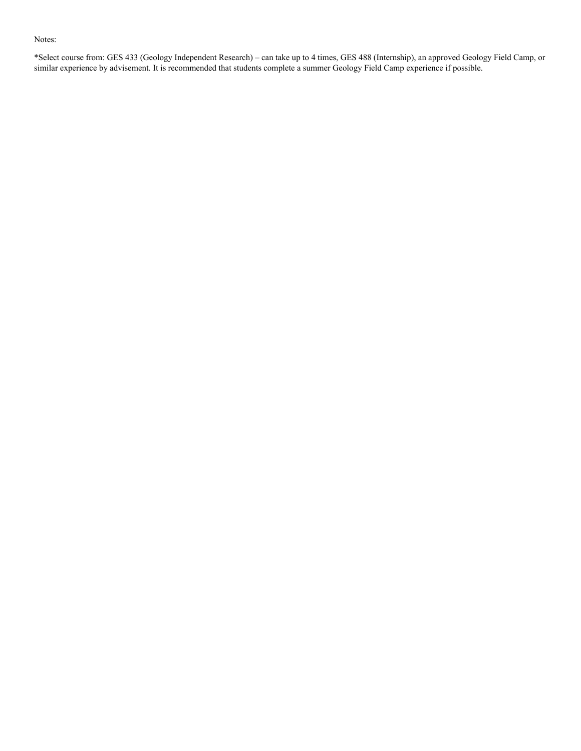Notes:

*Select course from: GES 433 (Geology Independent Research) – can take up to 4 times, GES 488 (Internship), an approved Geology Field Camp, or similar experience by advisement. It is recommended that students complete a summer Geology Field Camp experience if possible.